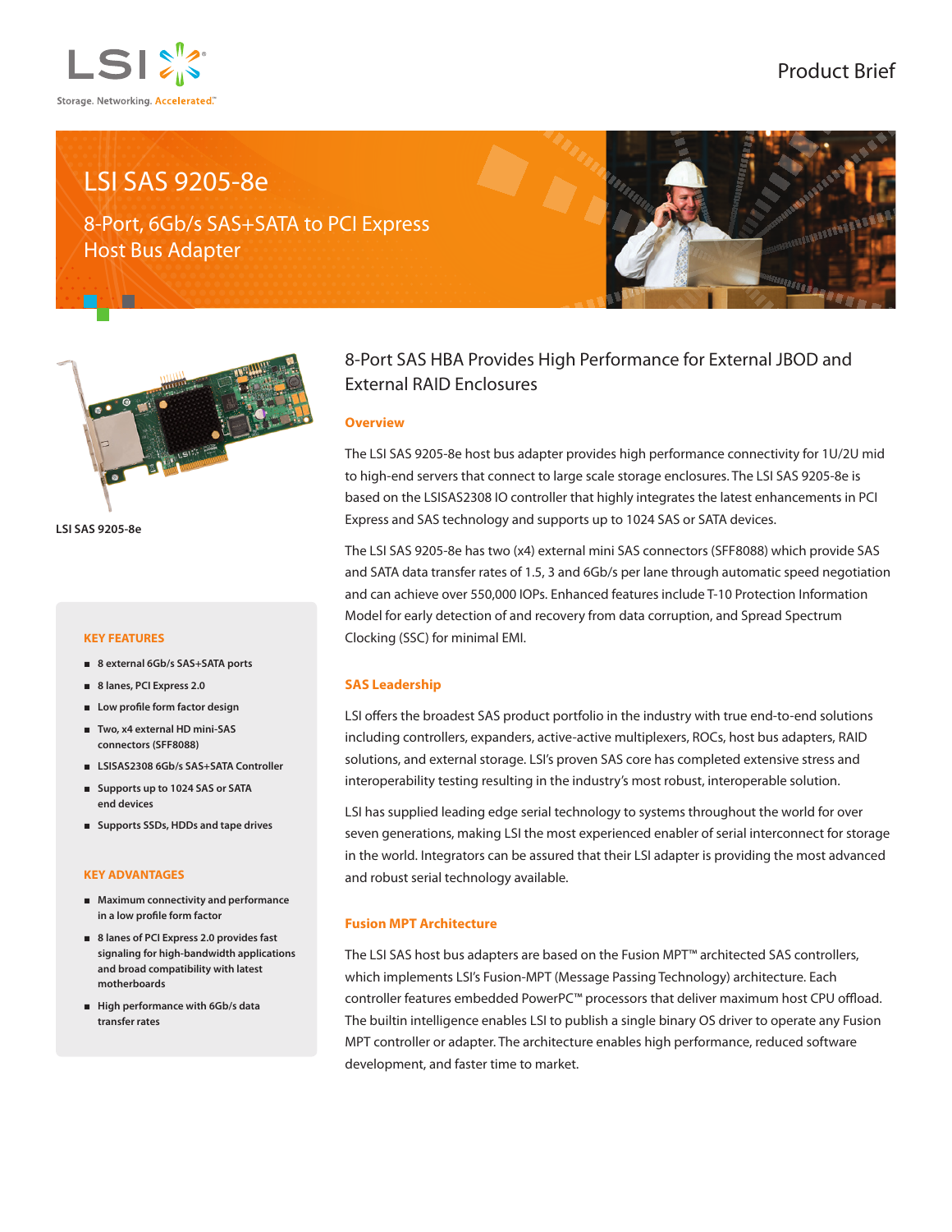# LSI SAS 9205-8e

## 8-Port, 6Gb/s SAS+SATA to PCI Express Host Bus Adapter

LSI SAS 9205-8e

### KEY FEATURES

- 8 external 6Gb/s SAS+SATA ports
- 8 lanes, PCI Express 2.0
- Low profile form factor design
- Two, x4 external HD mini-SAS connectors (SFF8088)
- LSISAS2308 6Gb/s SAS+SATA Controller
- Supports up to 1024 SAS or SATA end devices
- Supports SSDs, HDDs and tape drives

### KEY ADVANTAGES

- Maximum connectivity and performance in a low profile form factor
- 8 lanes of PCI Express 2.0 provides fast signaling for high-bandwidth applications and broad compatibility with latest motherboards
- High performance with 6Gb/s data transfer rates

## 8-Port SAS HBA Provides High Performance for External JBOD and External RAID Enclosures

### Overview

The LSI SAS 9205-8e host bus adapter provides high performance connectivity for 1U/2U mid to high-end servers that connect to large scale storage enclosures. The LSI SAS 9205-8e is based on the LSISAS2308 IO controller that highly integrates the latest enhancements in PCI Express and SAS technology and supports up to 1024 SAS or SATA devices.

The LSI SAS 9205-8e has two (x4) external mini SAS connectors (SFF8088) which provide SAS and SATA data transfer rates of 1.5, 3 and 6Gb/s per lane through automatic speed negotiation and can achieve over 550,000 IOPs. Enhanced features include T-10 Protection Information Model for early detection of and recovery from data corruption, and Spread Spectrum Clocking (SSC) for minimal EMI.

### SAS Leadership

LSI offers the broadest SAS product portfolio in the industry with true end-to-end solutions including controllers, expanders, active-active multiplexers, ROCs, host bus adapters, RAID solutions, and external storage. LSI's proven SAS core has completed extensive stress and interoperability testing resulting in the industry's most robust, interoperable solution.

LSI has supplied leading edge serial technology to systems throughout the world for over seven generations, making LSI the most experienced enabler of serial interconnect for storage in the world. Integrators can be assured that their LSI adapter is providing the most advanced and robust serial technology available.

### Fusion MPT Architecture

The LSI SAS host bus adapters are based on the Fusion MPT™ architected SAS controllers, which implements LSI's Fusion-MPT (Message Passing Technology) architecture. Each controller features embedded PowerPC™ processors that deliver maximum host CPU offload. The builtin intelligence enables LSI to publish a single binary OS driver to operate any Fusion MPT controller or adapter. The architecture enables high performance, reduced software development, and faster time to market.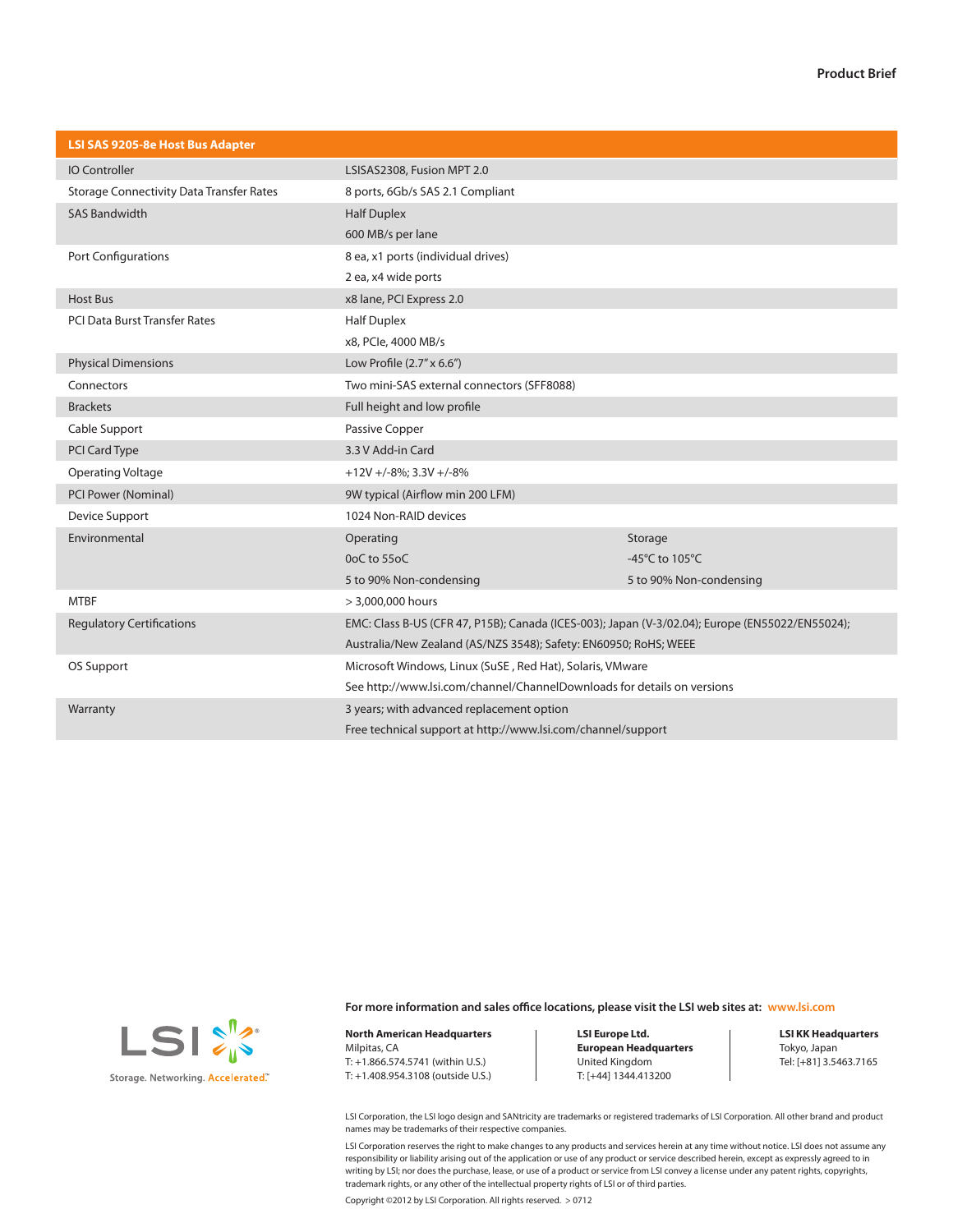| LSI SAS 9205-8e Host Bus Adapter | | |
|---|---|---|
| IO Controller | LSISAS2308, Fusion MPT 2.0 | |
| Storage Connectivity Data Transfer Rates | 8 ports, 6Gb/s SAS 2.1 Compliant | |
| SAS Bandwidth | Half Duplex<br>600 MB/s per lane | |
| Port Configurations | 8 ea, x1 ports (individual drives)<br>2 ea, x4 wide ports | |
| Host Bus | x8 lane, PCI Express 2.0 | |
| PCI Data Burst Transfer Rates | Half Duplex<br>x8, PCIe, 4000 MB/s | |
| Physical Dimensions | Low Profile (2.7" x 6.6") | |
| Connectors | Two mini-SAS external connectors (SFF8088) | |
| Brackets | Full height and low profile | |
| Cable Support | Passive Copper | |
| PCI Card Type | 3.3 V Add-in Card | |
| Operating Voltage | +12V +/-8%; 3.3V +/-8% | |
| PCI Power (Nominal) | 9W typical (Airflow min 200 LFM) | |
| Device Support | 1024 Non-RAID devices | |
| Environmental | Operating<br>0oC to 55oC<br>5 to 90% Non-condensing | Storage<br>-45°C to 105°C<br>5 to 90% Non-condensing |
| MTBF | > 3,000,000 hours | |
| Regulatory Certifications | EMC: Class B-US (CFR 47, P15B); Canada (ICES-003); Japan (V-3/02.04); Europe (EN55022/EN55024); Australia/New Zealand (AS/NZS 3548); Safety: EN60950; RoHS; WEEE | |
| OS Support | Microsoft Windows, Linux (SuSE , Red Hat), Solaris, VMware<br>See http://www.lsi.com/channel/ChannelDownloads for details on versions | |
| Warranty | 3 years; with advanced replacement option<br>Free technical support at http://www.lsi.com/channel/support | |

LSI

Storage. Networking. Accelerated.™

**For more information and sales office locations, please visit the LSI web sites at: www.lsi.com**

**North American Headquarters**
Milpitas, CA
T: +1.866.574.5741 (within U.S.)
T: +1.408.954.3108 (outside U.S.)

**LSI Europe Ltd.**
**European Headquarters**
United Kingdom
T: [+44] 1344.413200

**LSI KK Headquarters**
Tokyo, Japan
Tel: [+81] 3.5463.7165

LSI Corporation, the LSI logo design and SANtricity are trademarks or registered trademarks of LSI Corporation. All other brand and product names may be trademarks of their respective companies.

LSI Corporation reserves the right to make changes to any products and services herein at any time without notice. LSI does not assume any responsibility or liability arising out of the application or use of any product or service described herein, except as expressly agreed to in writing by LSI; nor does the purchase, lease, or use of a product or service from LSI convey a license under any patent rights, copyrights, trademark rights, or any other of the intellectual property rights of LSI or of third parties.

Copyright ©2012 by LSI Corporation. All rights reserved. > 0712